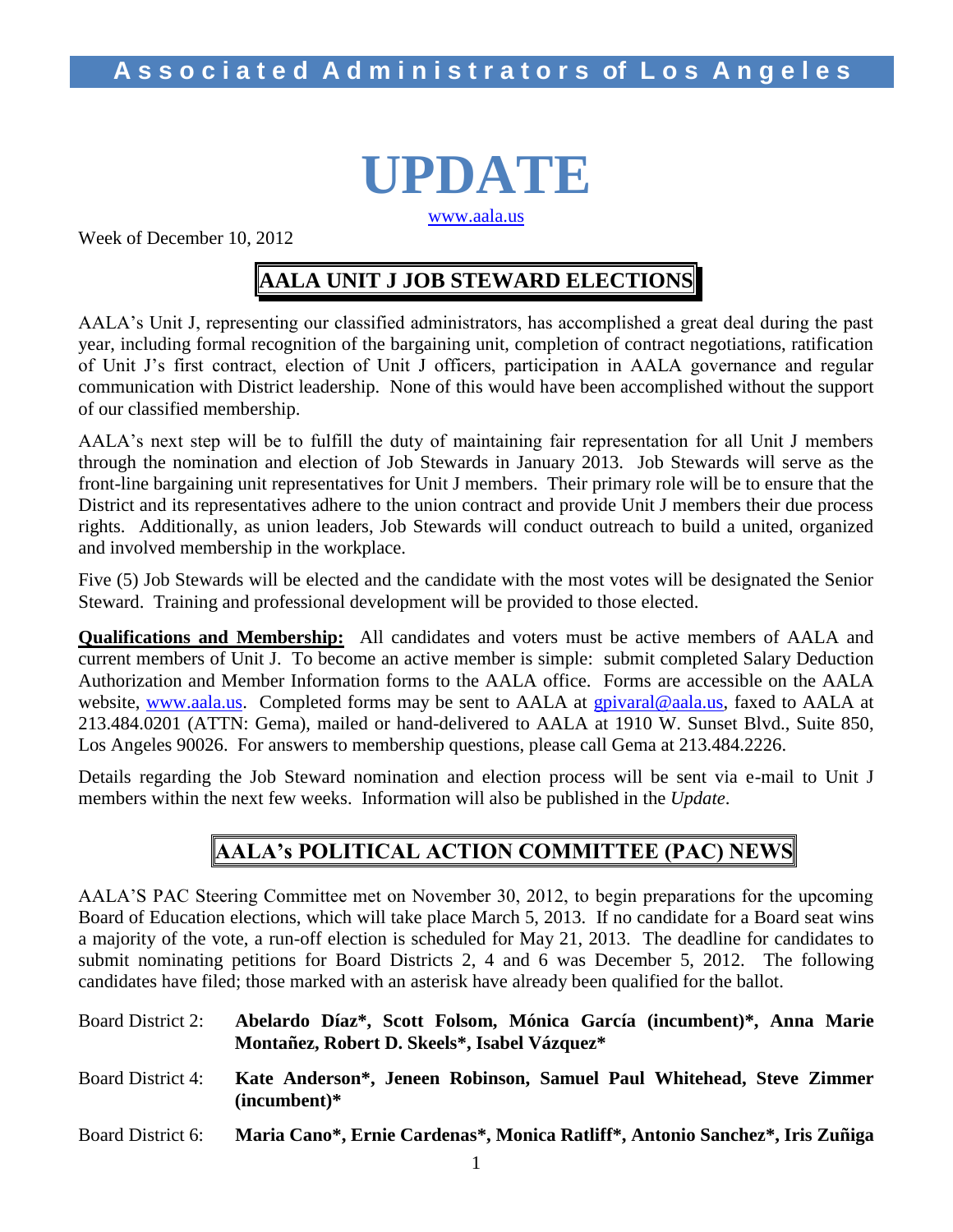**Associated Administrators of Los Angeles**

# UPDATE

www.aala.us

Week of December 10, 2012

## AALA UNIT J JOB STEWARD ELECTIONS

AALA's Unit J, representing our classified administrators, has accomplished a great deal during the past year, including formal recognition of the bargaining unit, completion of contract negotiations, ratification of Unit J's first contract, election of Unit J officers, participation in AALA governance and regular communication with District leadership. None of this would have been accomplished without the support of our classified membership.

AALA's next step will be to fulfill the duty of maintaining fair representation for all Unit J members through the nomination and election of Job Stewards in January 2013. Job Stewards will serve as the front-line bargaining unit representatives for Unit J members. Their primary role will be to ensure that the District and its representatives adhere to the union contract and provide Unit J members their due process rights. Additionally, as union leaders, Job Stewards will conduct outreach to build a united, organized and involved membership in the workplace.

Five (5) Job Stewards will be elected and the candidate with the most votes will be designated the Senior Steward. Training and professional development will be provided to those elected.

**Qualifications and Membership:** All candidates and voters must be active members of AALA and current members of Unit J. To become an active member is simple: submit completed Salary Deduction Authorization and Member Information forms to the AALA office. Forms are accessible on the AALA website, www.aala.us. Completed forms may be sent to AALA at gpivaral@aala.us, faxed to AALA at 213.484.0201 (ATTN: Gema), mailed or hand-delivered to AALA at 1910 W. Sunset Blvd., Suite 850, Los Angeles 90026. For answers to membership questions, please call Gema at 213.484.2226.

Details regarding the Job Steward nomination and election process will be sent via e-mail to Unit J members within the next few weeks. Information will also be published in the *Update*.

## AALA's POLITICAL ACTION COMMITTEE (PAC) NEWS

AALA'S PAC Steering Committee met on November 30, 2012, to begin preparations for the upcoming Board of Education elections, which will take place March 5, 2013. If no candidate for a Board seat wins a majority of the vote, a run-off election is scheduled for May 21, 2013. The deadline for candidates to submit nominating petitions for Board Districts 2, 4 and 6 was December 5, 2012. The following candidates have filed; those marked with an asterisk have already been qualified for the ballot.

Board District 2: **Abelardo Díaz*, Scott Folsom, Mónica García (incumbent)*, Anna Marie Montañez, Robert D. Skeels*, Isabel Vázquez***

Board District 4: **Kate Anderson*, Jeneen Robinson, Samuel Paul Whitehead, Steve Zimmer (incumbent)***

Board District 6: **Maria Cano*, Ernie Cardenas*, Monica Ratliff*, Antonio Sanchez*, Iris Zuñiga**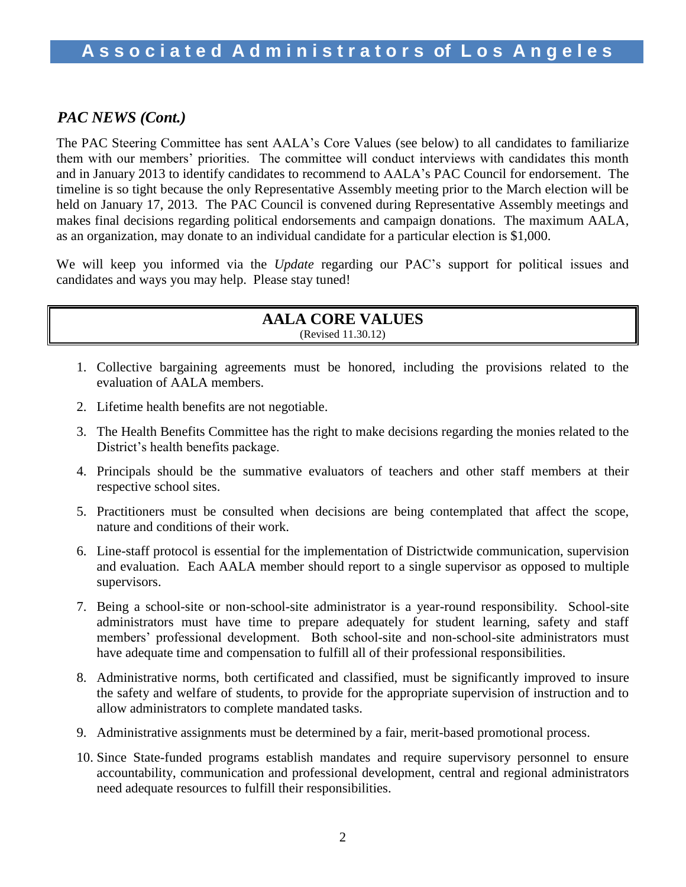## *PAC NEWS (Cont.)*

The PAC Steering Committee has sent AALA's Core Values (see below) to all candidates to familiarize them with our members' priorities. The committee will conduct interviews with candidates this month and in January 2013 to identify candidates to recommend to AALA's PAC Council for endorsement. The timeline is so tight because the only Representative Assembly meeting prior to the March election will be held on January 17, 2013. The PAC Council is convened during Representative Assembly meetings and makes final decisions regarding political endorsements and campaign donations. The maximum AALA, as an organization, may donate to an individual candidate for a particular election is $1,000.

We will keep you informed via the *Update* regarding our PAC's support for political issues and candidates and ways you may help. Please stay tuned!

## AALA CORE VALUES

(Revised 11.30.12)

1. Collective bargaining agreements must be honored, including the provisions related to the evaluation of AALA members.
2. Lifetime health benefits are not negotiable.
3. The Health Benefits Committee has the right to make decisions regarding the monies related to the District's health benefits package.
4. Principals should be the summative evaluators of teachers and other staff members at their respective school sites.
5. Practitioners must be consulted when decisions are being contemplated that affect the scope, nature and conditions of their work.
6. Line-staff protocol is essential for the implementation of Districtwide communication, supervision and evaluation. Each AALA member should report to a single supervisor as opposed to multiple supervisors.
7. Being a school-site or non-school-site administrator is a year-round responsibility. School-site administrators must have time to prepare adequately for student learning, safety and staff members' professional development. Both school-site and non-school-site administrators must have adequate time and compensation to fulfill all of their professional responsibilities.
8. Administrative norms, both certificated and classified, must be significantly improved to insure the safety and welfare of students, to provide for the appropriate supervision of instruction and to allow administrators to complete mandated tasks.
9. Administrative assignments must be determined by a fair, merit-based promotional process.
10. Since State-funded programs establish mandates and require supervisory personnel to ensure accountability, communication and professional development, central and regional administrators need adequate resources to fulfill their responsibilities.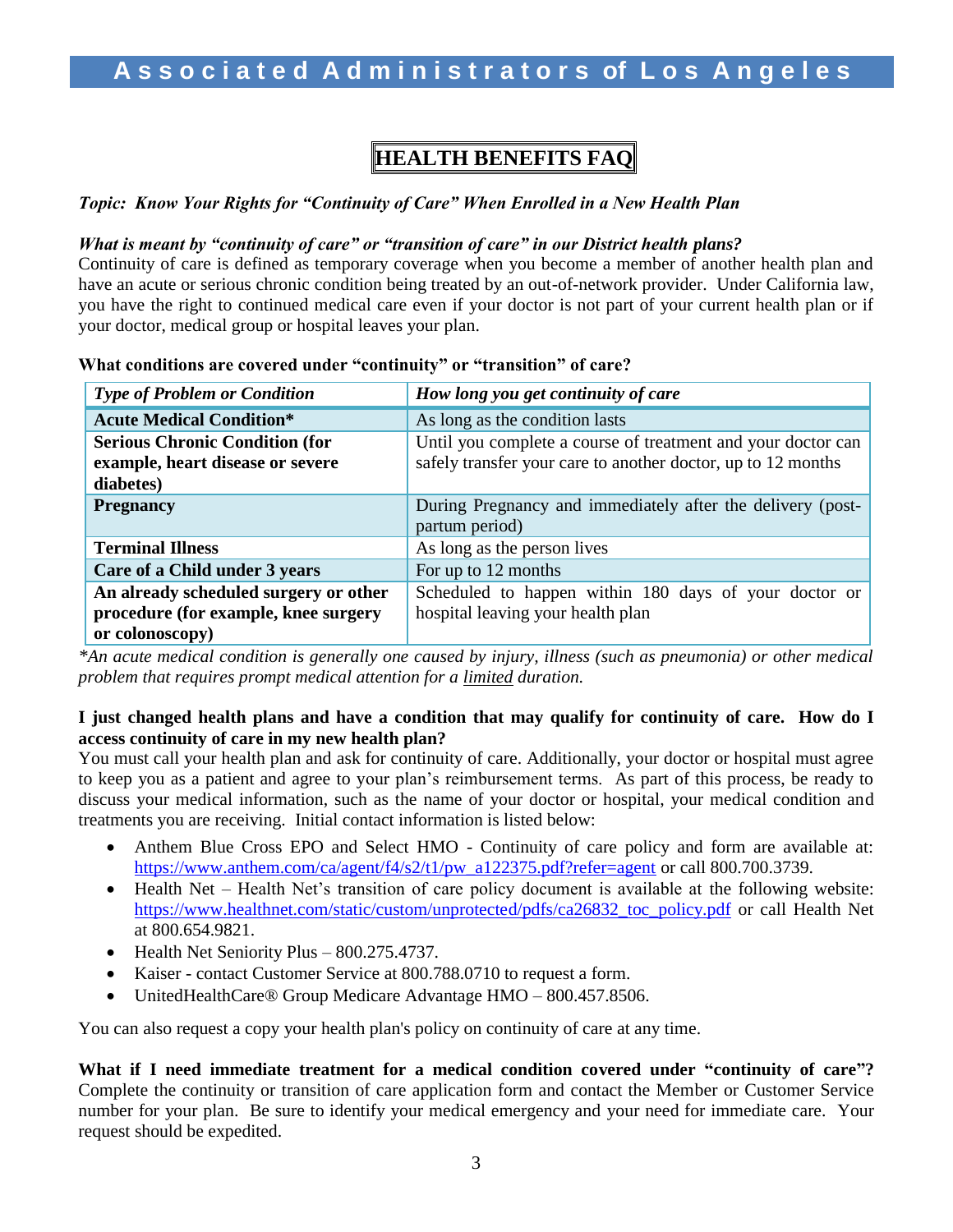# HEALTH BENEFITS FAQ

***Topic: Know Your Rights for "Continuity of Care" When Enrolled in a New Health Plan***

***What is meant by "continuity of care" or "transition of care" in our District health plans?***

Continuity of care is defined as temporary coverage when you become a member of another health plan and have an acute or serious chronic condition being treated by an out-of-network provider. Under California law, you have the right to continued medical care even if your doctor is not part of your current health plan or if your doctor, medical group or hospital leaves your plan.

**What conditions are covered under "continuity" or "transition" of care?**

| *Type of Problem or Condition* | *How long you get continuity of care* |
|---|---|
| **Acute Medical Condition*** | As long as the condition lasts |
| **Serious Chronic Condition (for example, heart disease or severe diabetes)** | Until you complete a course of treatment and your doctor can safely transfer your care to another doctor, up to 12 months |
| **Pregnancy** | During Pregnancy and immediately after the delivery (post-partum period) |
| **Terminal Illness** | As long as the person lives |
| **Care of a Child under 3 years** | For up to 12 months |
| **An already scheduled surgery or other procedure (for example, knee surgery or colonoscopy)** | Scheduled to happen within 180 days of your doctor or hospital leaving your health plan |

**An acute medical condition is generally one caused by injury, illness (such as pneumonia) or other medical problem that requires prompt medical attention for a limited duration.*

**I just changed health plans and have a condition that may qualify for continuity of care. How do I access continuity of care in my new health plan?**

You must call your health plan and ask for continuity of care. Additionally, your doctor or hospital must agree to keep you as a patient and agree to your plan's reimbursement terms. As part of this process, be ready to discuss your medical information, such as the name of your doctor or hospital, your medical condition and treatments you are receiving. Initial contact information is listed below:

- Anthem Blue Cross EPO and Select HMO - Continuity of care policy and form are available at: https://www.anthem.com/ca/agent/f4/s2/t1/pw_a122375.pdf?refer=agent or call 800.700.3739.
- Health Net – Health Net's transition of care policy document is available at the following website: https://www.healthnet.com/static/custom/unprotected/pdfs/ca26832_toc_policy.pdf or call Health Net at 800.654.9821.
- Health Net Seniority Plus – 800.275.4737.
- Kaiser - contact Customer Service at 800.788.0710 to request a form.
- UnitedHealthCare® Group Medicare Advantage HMO – 800.457.8506.

You can also request a copy your health plan's policy on continuity of care at any time.

**What if I need immediate treatment for a medical condition covered under "continuity of care"?**

Complete the continuity or transition of care application form and contact the Member or Customer Service number for your plan. Be sure to identify your medical emergency and your need for immediate care. Your request should be expedited.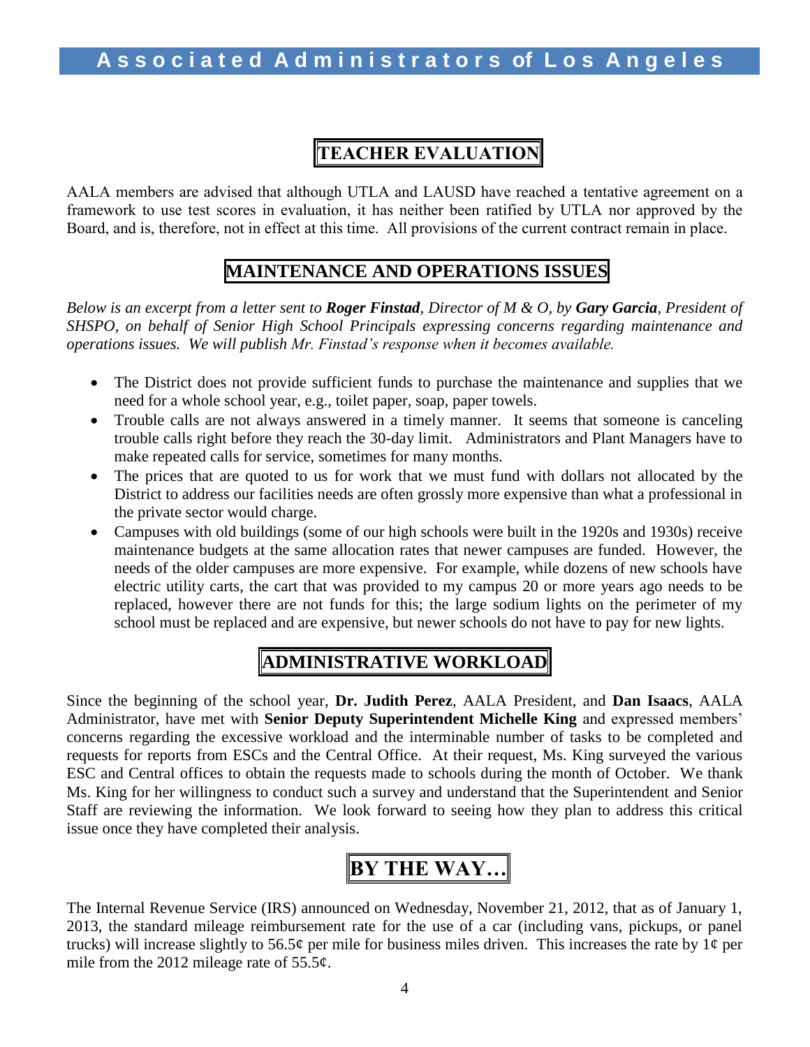## TEACHER EVALUATION

AALA members are advised that although UTLA and LAUSD have reached a tentative agreement on a framework to use test scores in evaluation, it has neither been ratified by UTLA nor approved by the Board, and is, therefore, not in effect at this time. All provisions of the current contract remain in place.

## MAINTENANCE AND OPERATIONS ISSUES

*Below is an excerpt from a letter sent to **Roger Finstad**, Director of M & O, by **Gary Garcia**, President of SHSPO, on behalf of Senior High School Principals expressing concerns regarding maintenance and operations issues. We will publish Mr. Finstad's response when it becomes available.*

- The District does not provide sufficient funds to purchase the maintenance and supplies that we need for a whole school year, e.g., toilet paper, soap, paper towels.
- Trouble calls are not always answered in a timely manner. It seems that someone is canceling trouble calls right before they reach the 30-day limit. Administrators and Plant Managers have to make repeated calls for service, sometimes for many months.
- The prices that are quoted to us for work that we must fund with dollars not allocated by the District to address our facilities needs are often grossly more expensive than what a professional in the private sector would charge.
- Campuses with old buildings (some of our high schools were built in the 1920s and 1930s) receive maintenance budgets at the same allocation rates that newer campuses are funded. However, the needs of the older campuses are more expensive. For example, while dozens of new schools have electric utility carts, the cart that was provided to my campus 20 or more years ago needs to be replaced, however there are not funds for this; the large sodium lights on the perimeter of my school must be replaced and are expensive, but newer schools do not have to pay for new lights.

## ADMINISTRATIVE WORKLOAD

Since the beginning of the school year, **Dr. Judith Perez**, AALA President, and **Dan Isaacs**, AALA Administrator, have met with **Senior Deputy Superintendent Michelle King** and expressed members' concerns regarding the excessive workload and the interminable number of tasks to be completed and requests for reports from ESCs and the Central Office. At their request, Ms. King surveyed the various ESC and Central offices to obtain the requests made to schools during the month of October. We thank Ms. King for her willingness to conduct such a survey and understand that the Superintendent and Senior Staff are reviewing the information. We look forward to seeing how they plan to address this critical issue once they have completed their analysis.

## BY THE WAY…

The Internal Revenue Service (IRS) announced on Wednesday, November 21, 2012, that as of January 1, 2013, the standard mileage reimbursement rate for the use of a car (including vans, pickups, or panel trucks) will increase slightly to 56.5¢ per mile for business miles driven. This increases the rate by 1¢ per mile from the 2012 mileage rate of 55.5¢.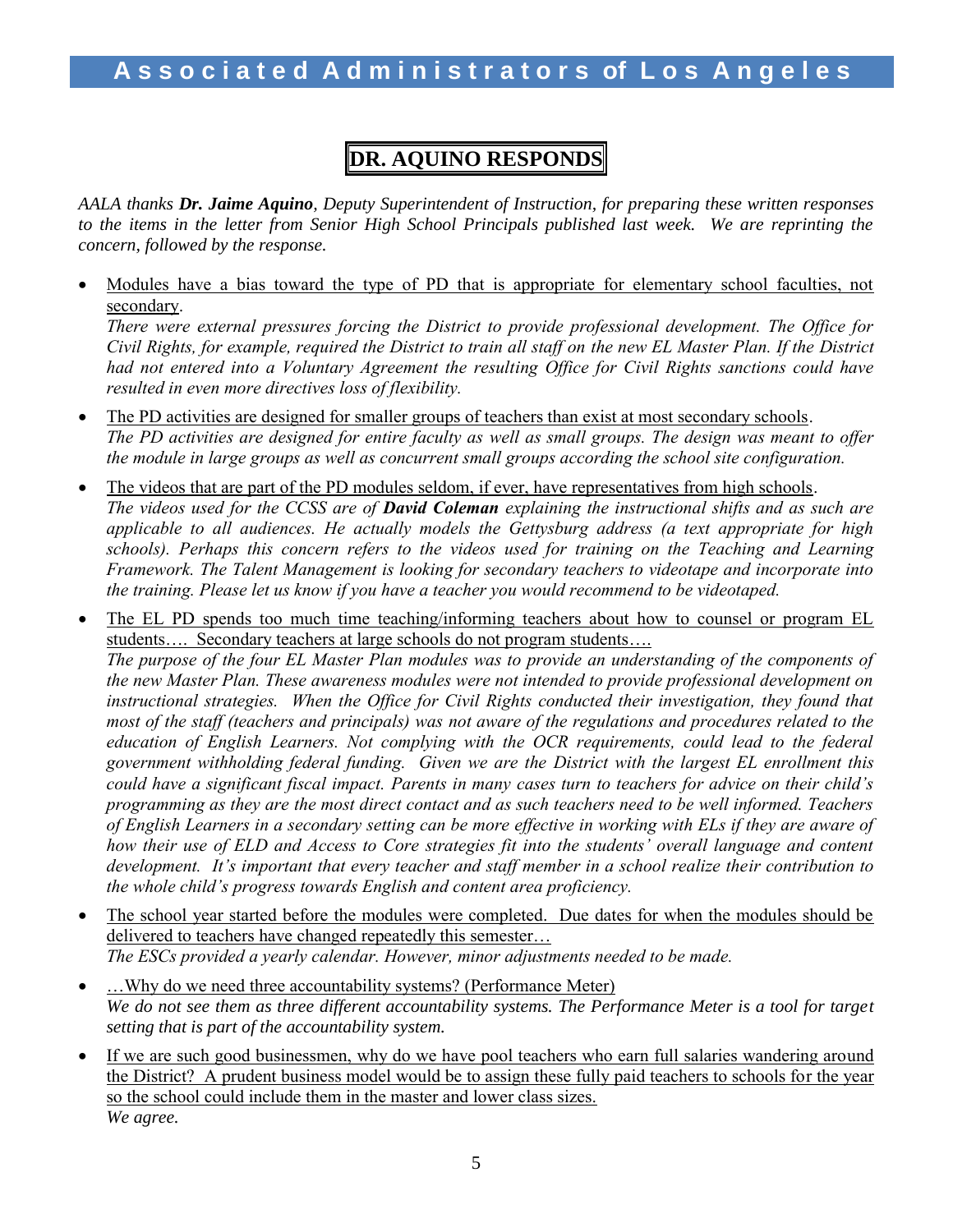# DR. AQUINO RESPONDS

*AALA thanks **Dr. Jaime Aquino**, Deputy Superintendent of Instruction, for preparing these written responses to the items in the letter from Senior High School Principals published last week. We are reprinting the concern, followed by the response.*

- Modules have a bias toward the type of PD that is appropriate for elementary school faculties, not secondary.
  *There were external pressures forcing the District to provide professional development. The Office for Civil Rights, for example, required the District to train all staff on the new EL Master Plan. If the District had not entered into a Voluntary Agreement the resulting Office for Civil Rights sanctions could have resulted in even more directives loss of flexibility.*

- The PD activities are designed for smaller groups of teachers than exist at most secondary schools.
  *The PD activities are designed for entire faculty as well as small groups. The design was meant to offer the module in large groups as well as concurrent small groups according the school site configuration.*

- The videos that are part of the PD modules seldom, if ever, have representatives from high schools.
  *The videos used for the CCSS are of **David Coleman** explaining the instructional shifts and as such are applicable to all audiences. He actually models the Gettysburg address (a text appropriate for high schools). Perhaps this concern refers to the videos used for training on the Teaching and Learning Framework. The Talent Management is looking for secondary teachers to videotape and incorporate into the training. Please let us know if you have a teacher you would recommend to be videotaped.*

- The EL PD spends too much time teaching/informing teachers about how to counsel or program EL students…. Secondary teachers at large schools do not program students….
  *The purpose of the four EL Master Plan modules was to provide an understanding of the components of the new Master Plan. These awareness modules were not intended to provide professional development on instructional strategies. When the Office for Civil Rights conducted their investigation, they found that most of the staff (teachers and principals) was not aware of the regulations and procedures related to the education of English Learners. Not complying with the OCR requirements, could lead to the federal government withholding federal funding. Given we are the District with the largest EL enrollment this could have a significant fiscal impact. Parents in many cases turn to teachers for advice on their child's programming as they are the most direct contact and as such teachers need to be well informed. Teachers of English Learners in a secondary setting can be more effective in working with ELs if they are aware of how their use of ELD and Access to Core strategies fit into the students' overall language and content development. It's important that every teacher and staff member in a school realize their contribution to the whole child's progress towards English and content area proficiency.*

- The school year started before the modules were completed. Due dates for when the modules should be delivered to teachers have changed repeatedly this semester…
  *The ESCs provided a yearly calendar. However, minor adjustments needed to be made.*

- …Why do we need three accountability systems? (Performance Meter)
  *We do not see them as three different accountability systems. The Performance Meter is a tool for target setting that is part of the accountability system.*

- If we are such good businessmen, why do we have pool teachers who earn full salaries wandering around the District? A prudent business model would be to assign these fully paid teachers to schools for the year so the school could include them in the master and lower class sizes.
  *We agree.*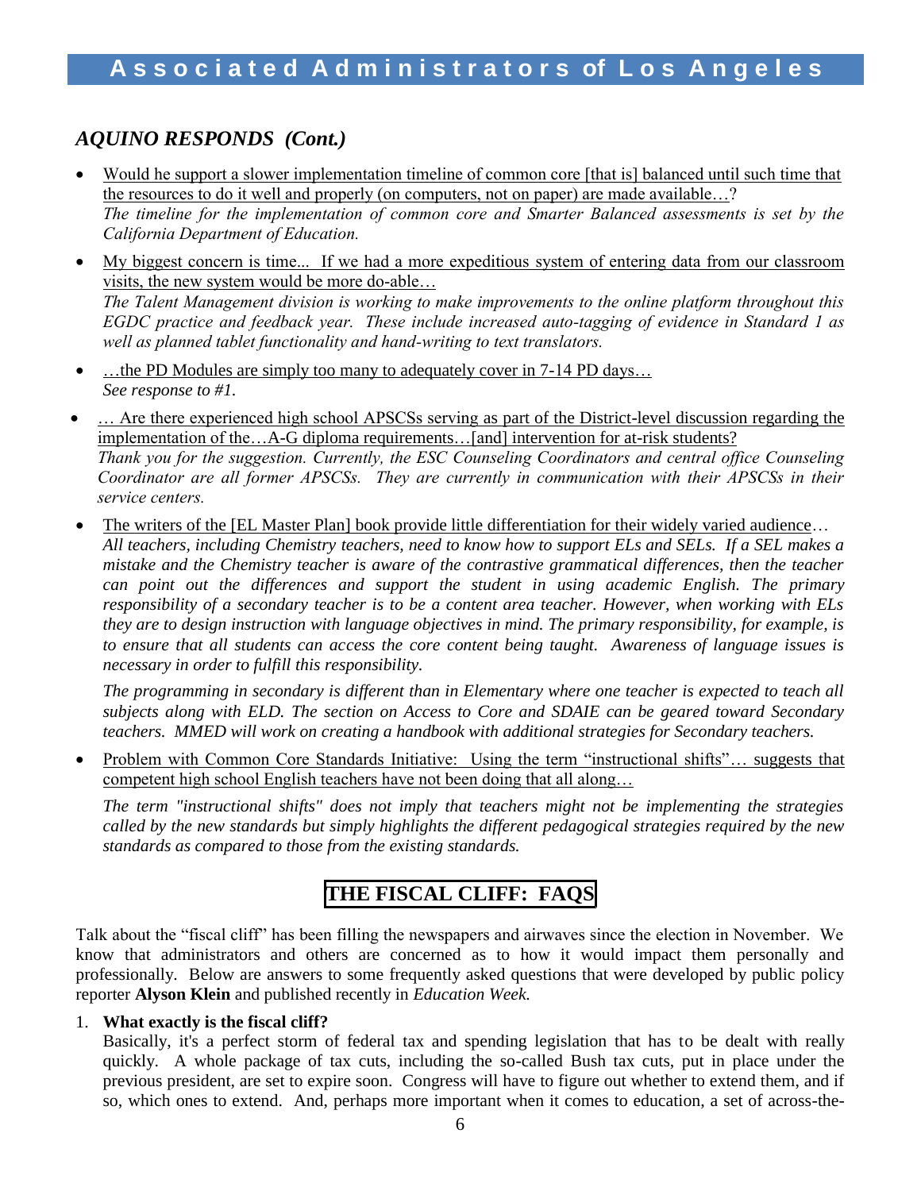## *AQUINO RESPONDS (Cont.)*

- Would he support a slower implementation timeline of common core [that is] balanced until such time that the resources to do it well and properly (on computers, not on paper) are made available…?
  *The timeline for the implementation of common core and Smarter Balanced assessments is set by the California Department of Education.*

- My biggest concern is time... If we had a more expeditious system of entering data from our classroom visits, the new system would be more do-able…
  *The Talent Management division is working to make improvements to the online platform throughout this EGDC practice and feedback year. These include increased auto-tagging of evidence in Standard 1 as well as planned tablet functionality and hand-writing to text translators.*

- …the PD Modules are simply too many to adequately cover in 7-14 PD days…
  *See response to #1.*

- … Are there experienced high school APSCSs serving as part of the District-level discussion regarding the implementation of the…A-G diploma requirements…[and] intervention for at-risk students?
  *Thank you for the suggestion. Currently, the ESC Counseling Coordinators and central office Counseling Coordinator are all former APSCSs. They are currently in communication with their APSCSs in their service centers.*

- The writers of the [EL Master Plan] book provide little differentiation for their widely varied audience…
  *All teachers, including Chemistry teachers, need to know how to support ELs and SELs. If a SEL makes a mistake and the Chemistry teacher is aware of the contrastive grammatical differences, then the teacher can point out the differences and support the student in using academic English. The primary responsibility of a secondary teacher is to be a content area teacher. However, when working with ELs they are to design instruction with language objectives in mind. The primary responsibility, for example, is to ensure that all students can access the core content being taught. Awareness of language issues is necessary in order to fulfill this responsibility.*

  *The programming in secondary is different than in Elementary where one teacher is expected to teach all subjects along with ELD. The section on Access to Core and SDAIE can be geared toward Secondary teachers. MMED will work on creating a handbook with additional strategies for Secondary teachers.*

- Problem with Common Core Standards Initiative: Using the term "instructional shifts"… suggests that competent high school English teachers have not been doing that all along…

  *The term "instructional shifts" does not imply that teachers might not be implementing the strategies called by the new standards but simply highlights the different pedagogical strategies required by the new standards as compared to those from the existing standards.*

## THE FISCAL CLIFF: FAQS

Talk about the "fiscal cliff" has been filling the newspapers and airwaves since the election in November. We know that administrators and others are concerned as to how it would impact them personally and professionally. Below are answers to some frequently asked questions that were developed by public policy reporter **Alyson Klein** and published recently in *Education Week.*

1. **What exactly is the fiscal cliff?**
   Basically, it's a perfect storm of federal tax and spending legislation that has to be dealt with really quickly. A whole package of tax cuts, including the so-called Bush tax cuts, put in place under the previous president, are set to expire soon. Congress will have to figure out whether to extend them, and if so, which ones to extend. And, perhaps more important when it comes to education, a set of across-the-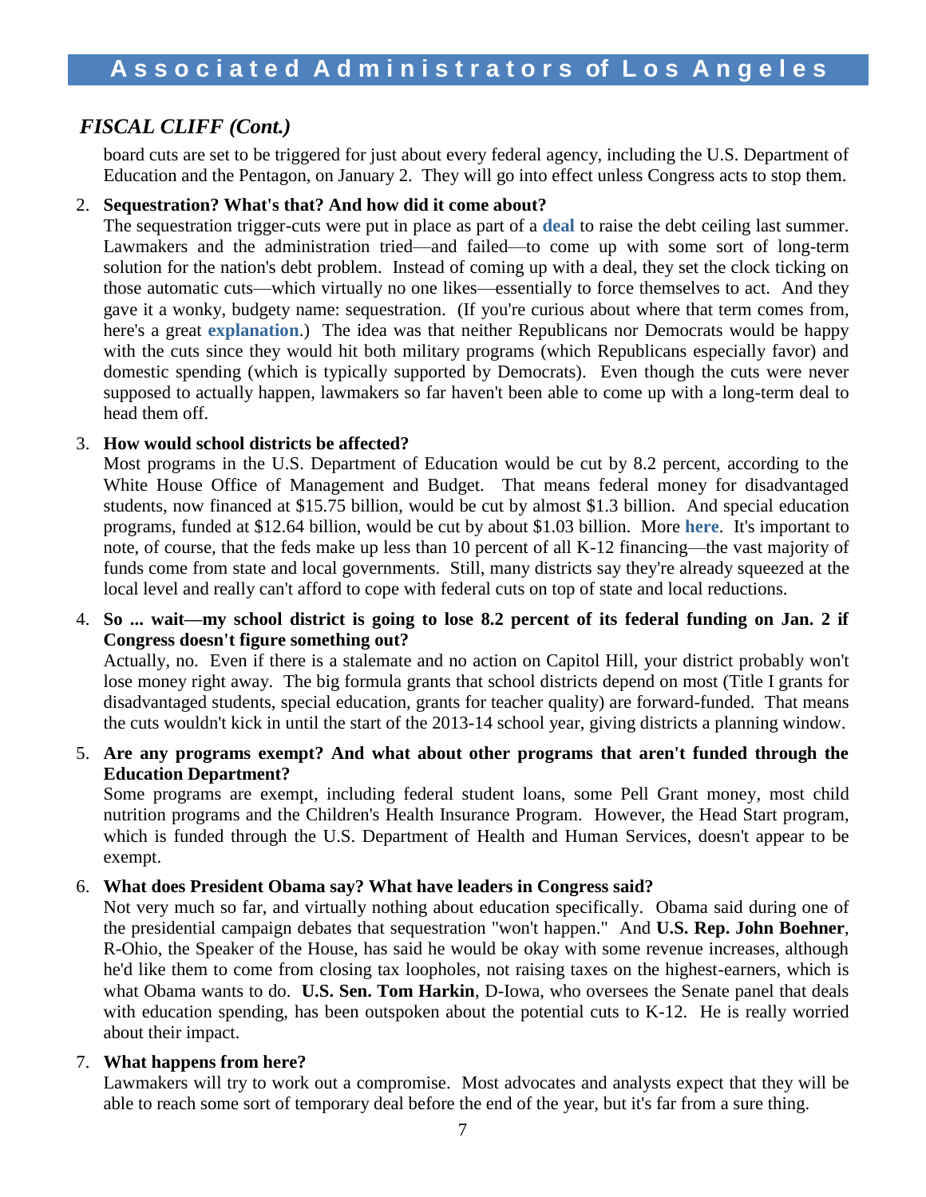## *FISCAL CLIFF (Cont.)*

board cuts are set to be triggered for just about every federal agency, including the U.S. Department of Education and the Pentagon, on January 2. They will go into effect unless Congress acts to stop them.

2. **Sequestration? What's that? And how did it come about?**
   The sequestration trigger-cuts were put in place as part of a **deal** to raise the debt ceiling last summer. Lawmakers and the administration tried—and failed—to come up with some sort of long-term solution for the nation's debt problem. Instead of coming up with a deal, they set the clock ticking on those automatic cuts—which virtually no one likes—essentially to force themselves to act. And they gave it a wonky, budgety name: sequestration. (If you're curious about where that term comes from, here's a great **explanation**.) The idea was that neither Republicans nor Democrats would be happy with the cuts since they would hit both military programs (which Republicans especially favor) and domestic spending (which is typically supported by Democrats). Even though the cuts were never supposed to actually happen, lawmakers so far haven't been able to come up with a long-term deal to head them off.

3. **How would school districts be affected?**
   Most programs in the U.S. Department of Education would be cut by 8.2 percent, according to the White House Office of Management and Budget. That means federal money for disadvantaged students, now financed at $15.75 billion, would be cut by almost $1.3 billion. And special education programs, funded at $12.64 billion, would be cut by about $1.03 billion. More **here**. It's important to note, of course, that the feds make up less than 10 percent of all K-12 financing—the vast majority of funds come from state and local governments. Still, many districts say they're already squeezed at the local level and really can't afford to cope with federal cuts on top of state and local reductions.

4. **So ... wait—my school district is going to lose 8.2 percent of its federal funding on Jan. 2 if Congress doesn't figure something out?**
   Actually, no. Even if there is a stalemate and no action on Capitol Hill, your district probably won't lose money right away. The big formula grants that school districts depend on most (Title I grants for disadvantaged students, special education, grants for teacher quality) are forward-funded. That means the cuts wouldn't kick in until the start of the 2013-14 school year, giving districts a planning window.

5. **Are any programs exempt? And what about other programs that aren't funded through the Education Department?**
   Some programs are exempt, including federal student loans, some Pell Grant money, most child nutrition programs and the Children's Health Insurance Program. However, the Head Start program, which is funded through the U.S. Department of Health and Human Services, doesn't appear to be exempt.

6. **What does President Obama say? What have leaders in Congress said?**
   Not very much so far, and virtually nothing about education specifically. Obama said during one of the presidential campaign debates that sequestration "won't happen." And **U.S. Rep. John Boehner**, R-Ohio, the Speaker of the House, has said he would be okay with some revenue increases, although he'd like them to come from closing tax loopholes, not raising taxes on the highest-earners, which is what Obama wants to do. **U.S. Sen. Tom Harkin**, D-Iowa, who oversees the Senate panel that deals with education spending, has been outspoken about the potential cuts to K-12. He is really worried about their impact.

7. **What happens from here?**
   Lawmakers will try to work out a compromise. Most advocates and analysts expect that they will be able to reach some sort of temporary deal before the end of the year, but it's far from a sure thing.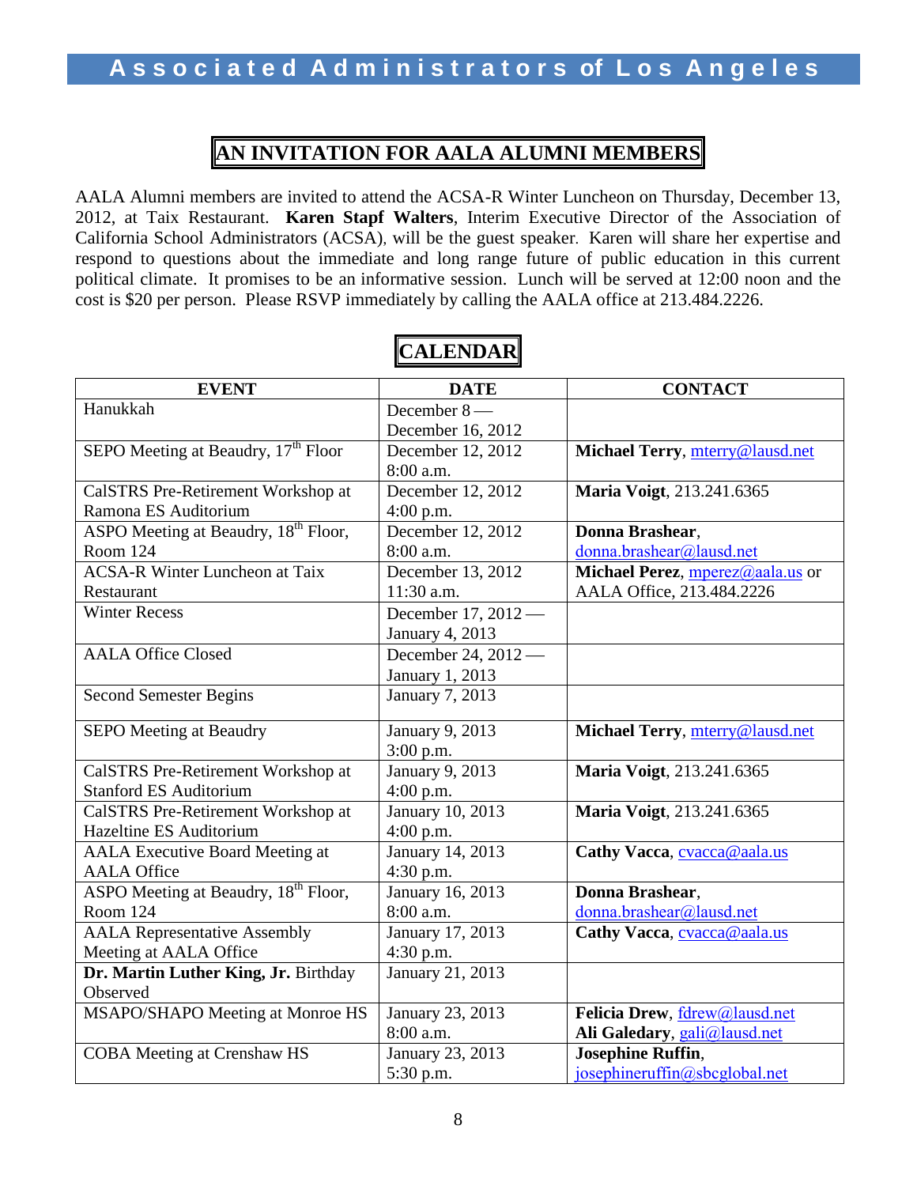# AN INVITATION FOR AALA ALUMNI MEMBERS

AALA Alumni members are invited to attend the ACSA-R Winter Luncheon on Thursday, December 13, 2012, at Taix Restaurant. **Karen Stapf Walters**, Interim Executive Director of the Association of California School Administrators (ACSA), will be the guest speaker. Karen will share her expertise and respond to questions about the immediate and long range future of public education in this current political climate. It promises to be an informative session. Lunch will be served at 12:00 noon and the cost is $20 per person. Please RSVP immediately by calling the AALA office at 213.484.2226.

# CALENDAR

| EVENT | DATE | CONTACT |
|---|---|---|
| Hanukkah | December 8 — December 16, 2012 | |
| SEPO Meeting at Beaudry, 17th Floor | December 12, 2012 8:00 a.m. | **Michael Terry**, mterry@lausd.net |
| CalSTRS Pre-Retirement Workshop at Ramona ES Auditorium | December 12, 2012 4:00 p.m. | **Maria Voigt**, 213.241.6365 |
| ASPO Meeting at Beaudry, 18th Floor, Room 124 | December 12, 2012 8:00 a.m. | **Donna Brashear**, donna.brashear@lausd.net |
| ACSA-R Winter Luncheon at Taix Restaurant | December 13, 2012 11:30 a.m. | **Michael Perez**, mperez@aala.us or AALA Office, 213.484.2226 |
| Winter Recess | December 17, 2012 — January 4, 2013 | |
| AALA Office Closed | December 24, 2012 — January 1, 2013 | |
| Second Semester Begins | January 7, 2013 | |
| SEPO Meeting at Beaudry | January 9, 2013 3:00 p.m. | **Michael Terry**, mterry@lausd.net |
| CalSTRS Pre-Retirement Workshop at Stanford ES Auditorium | January 9, 2013 4:00 p.m. | **Maria Voigt**, 213.241.6365 |
| CalSTRS Pre-Retirement Workshop at Hazeltine ES Auditorium | January 10, 2013 4:00 p.m. | **Maria Voigt**, 213.241.6365 |
| AALA Executive Board Meeting at AALA Office | January 14, 2013 4:30 p.m. | **Cathy Vacca**, cvacca@aala.us |
| ASPO Meeting at Beaudry, 18th Floor, Room 124 | January 16, 2013 8:00 a.m. | **Donna Brashear**, donna.brashear@lausd.net |
| AALA Representative Assembly Meeting at AALA Office | January 17, 2013 4:30 p.m. | **Cathy Vacca**, cvacca@aala.us |
| **Dr. Martin Luther King, Jr.** Birthday Observed | January 21, 2013 | |
| MSAPO/SHAPO Meeting at Monroe HS | January 23, 2013 8:00 a.m. | **Felicia Drew**, fdrew@lausd.net **Ali Galedary**, gali@lausd.net |
| COBA Meeting at Crenshaw HS | January 23, 2013 5:30 p.m. | **Josephine Ruffin**, josephineruffin@sbcglobal.net |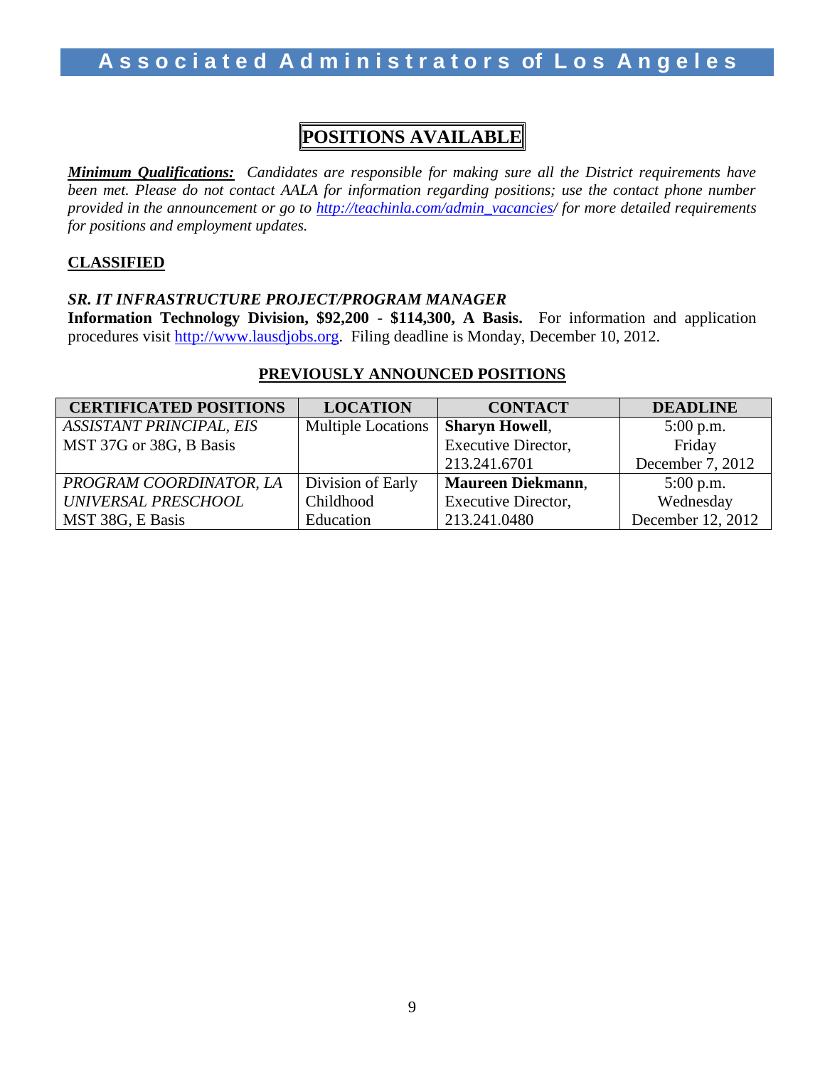# POSITIONS AVAILABLE

***Minimum Qualifications:*** *Candidates are responsible for making sure all the District requirements have been met. Please do not contact AALA for information regarding positions; use the contact phone number provided in the announcement or go to [http://teachinla.com/admin_vacancies/](http://teachinla.com/admin_vacancies/) for more detailed requirements for positions and employment updates.*

## CLASSIFIED

***SR. IT INFRASTRUCTURE PROJECT/PROGRAM MANAGER***
**Information Technology Division, $92,200 - $114,300, A Basis.** For information and application procedures visit [http://www.lausdjobs.org](http://www.lausdjobs.org). Filing deadline is Monday, December 10, 2012.

## PREVIOUSLY ANNOUNCED POSITIONS

| CERTIFICATED POSITIONS | LOCATION | CONTACT | DEADLINE |
|---|---|---|---|
| *ASSISTANT PRINCIPAL, EIS* MST 37G or 38G, B Basis | Multiple Locations | **Sharyn Howell**, Executive Director, 213.241.6701 | 5:00 p.m. Friday December 7, 2012 |
| *PROGRAM COORDINATOR, LA UNIVERSAL PRESCHOOL* MST 38G, E Basis | Division of Early Childhood Education | **Maureen Diekmann**, Executive Director, 213.241.0480 | 5:00 p.m. Wednesday December 12, 2012 |